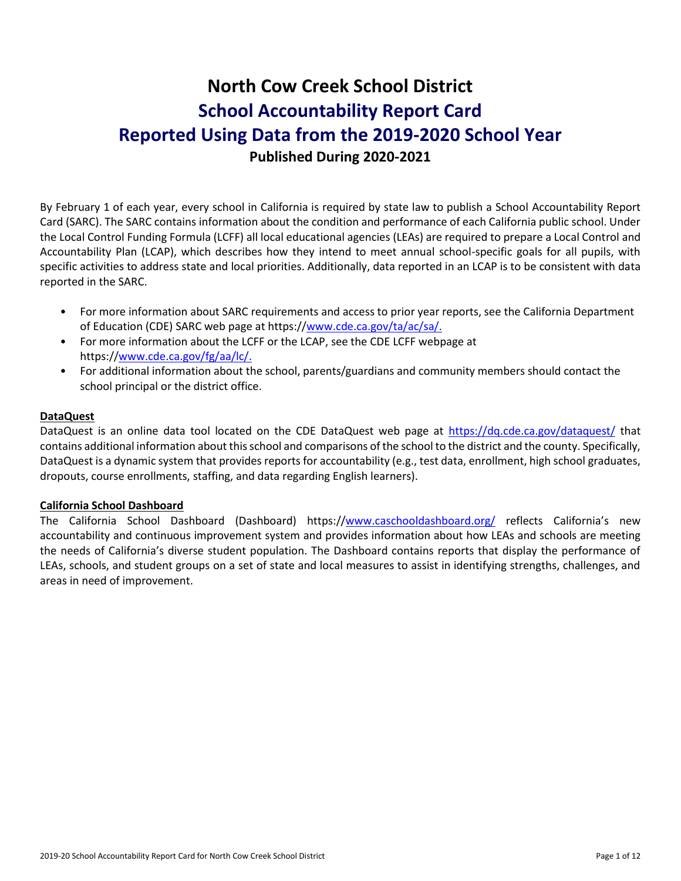# North Cow Creek School District

## School Accountability Report Card

## Reported Using Data from the 2019-2020 School Year

### Published During 2020-2021

By February 1 of each year, every school in California is required by state law to publish a School Accountability Report Card (SARC). The SARC contains information about the condition and performance of each California public school. Under the Local Control Funding Formula (LCFF) all local educational agencies (LEAs) are required to prepare a Local Control and Accountability Plan (LCAP), which describes how they intend to meet annual school-specific goals for all pupils, with specific activities to address state and local priorities. Additionally, data reported in an LCAP is to be consistent with data reported in the SARC.

- For more information about SARC requirements and access to prior year reports, see the California Department of Education (CDE) SARC web page at https://www.cde.ca.gov/ta/ac/sa/.
- For more information about the LCFF or the LCAP, see the CDE LCFF webpage at https://www.cde.ca.gov/fg/aa/lc/.
- For additional information about the school, parents/guardians and community members should contact the school principal or the district office.

**DataQuest**

DataQuest is an online data tool located on the CDE DataQuest web page at https://dq.cde.ca.gov/dataquest/ that contains additional information about this school and comparisons of the school to the district and the county. Specifically, DataQuest is a dynamic system that provides reports for accountability (e.g., test data, enrollment, high school graduates, dropouts, course enrollments, staffing, and data regarding English learners).

**California School Dashboard**

The California School Dashboard (Dashboard) https://www.caschooldashboard.org/ reflects California's new accountability and continuous improvement system and provides information about how LEAs and schools are meeting the needs of California's diverse student population. The Dashboard contains reports that display the performance of LEAs, schools, and student groups on a set of state and local measures to assist in identifying strengths, challenges, and areas in need of improvement.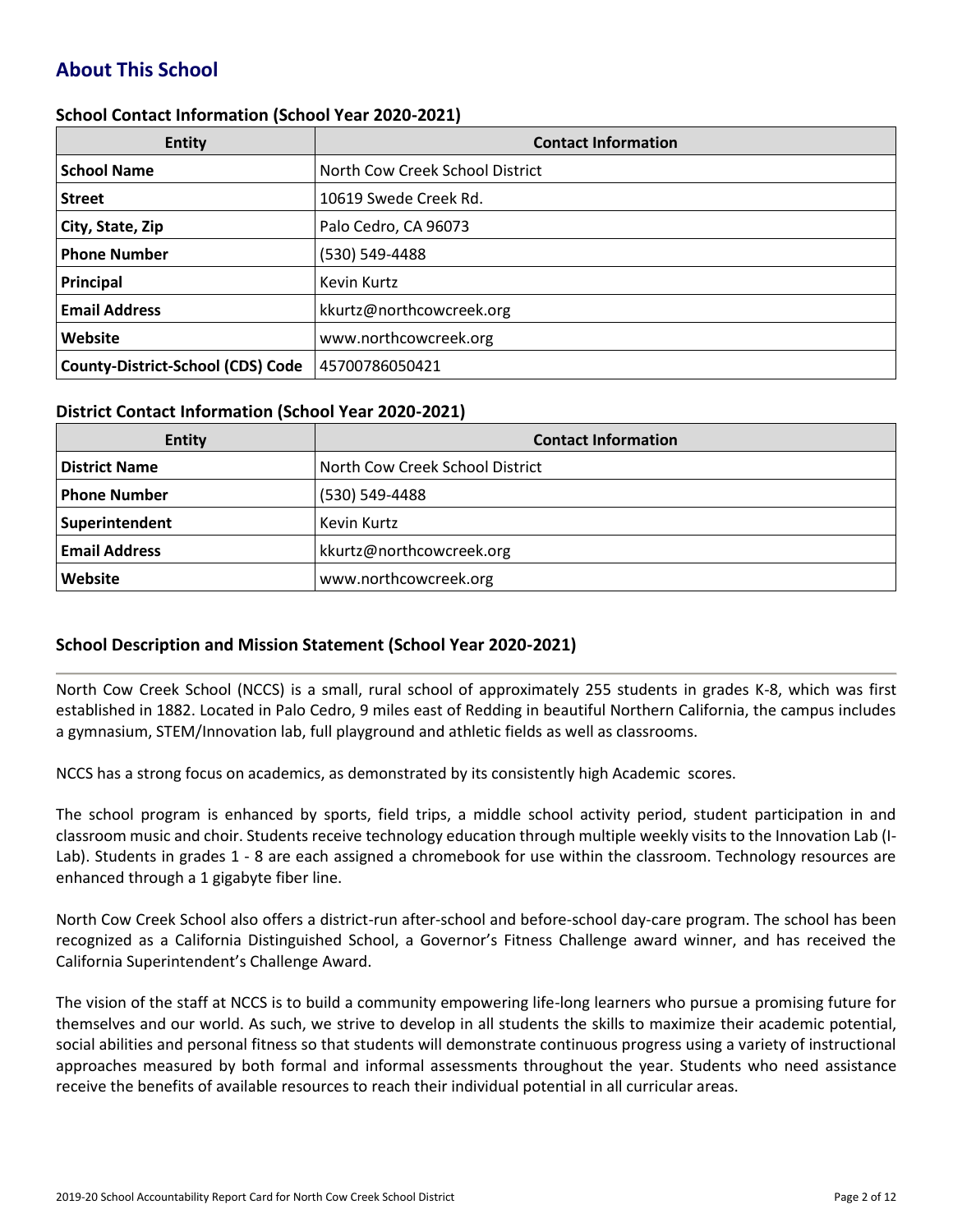## About This School

### School Contact Information (School Year 2020-2021)

| Entity | Contact Information |
|---|---|
| **School Name** | North Cow Creek School District |
| **Street** | 10619 Swede Creek Rd. |
| **City, State, Zip** | Palo Cedro, CA 96073 |
| **Phone Number** | (530) 549-4488 |
| **Principal** | Kevin Kurtz |
| **Email Address** | kkurtz@northcowcreek.org |
| **Website** | www.northcowcreek.org |
| **County-District-School (CDS) Code** | 45700786050421 |

### District Contact Information (School Year 2020-2021)

| Entity | Contact Information |
|---|---|
| **District Name** | North Cow Creek School District |
| **Phone Number** | (530) 549-4488 |
| **Superintendent** | Kevin Kurtz |
| **Email Address** | kkurtz@northcowcreek.org |
| **Website** | www.northcowcreek.org |

### School Description and Mission Statement (School Year 2020-2021)

North Cow Creek School (NCCS) is a small, rural school of approximately 255 students in grades K-8, which was first established in 1882. Located in Palo Cedro, 9 miles east of Redding in beautiful Northern California, the campus includes a gymnasium, STEM/Innovation lab, full playground and athletic fields as well as classrooms.

NCCS has a strong focus on academics, as demonstrated by its consistently high Academic scores.

The school program is enhanced by sports, field trips, a middle school activity period, student participation in and classroom music and choir. Students receive technology education through multiple weekly visits to the Innovation Lab (I-Lab). Students in grades 1 - 8 are each assigned a chromebook for use within the classroom. Technology resources are enhanced through a 1 gigabyte fiber line.

North Cow Creek School also offers a district-run after-school and before-school day-care program. The school has been recognized as a California Distinguished School, a Governor's Fitness Challenge award winner, and has received the California Superintendent's Challenge Award.

The vision of the staff at NCCS is to build a community empowering life-long learners who pursue a promising future for themselves and our world. As such, we strive to develop in all students the skills to maximize their academic potential, social abilities and personal fitness so that students will demonstrate continuous progress using a variety of instructional approaches measured by both formal and informal assessments throughout the year. Students who need assistance receive the benefits of available resources to reach their individual potential in all curricular areas.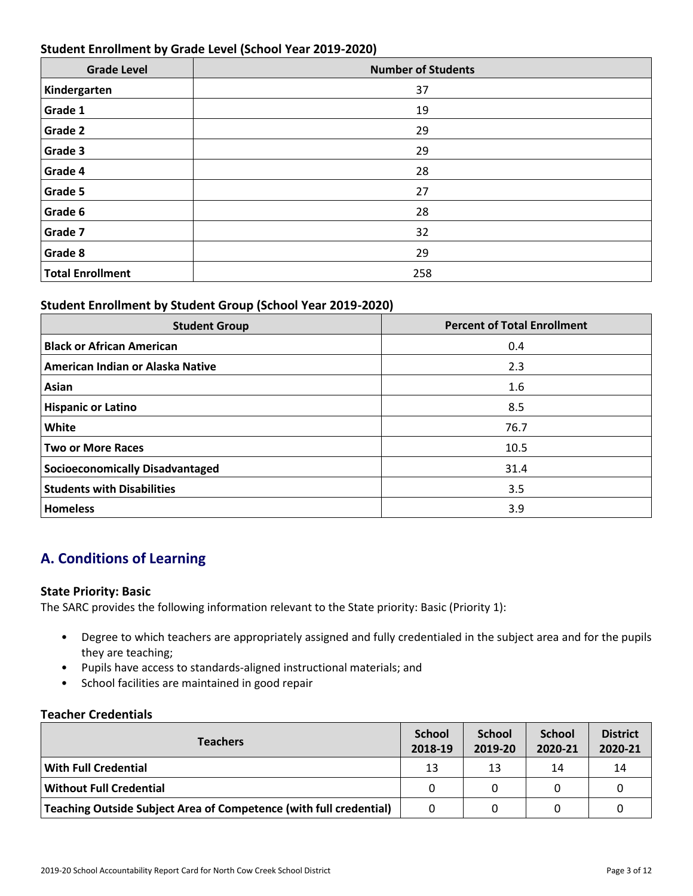### Student Enrollment by Grade Level (School Year 2019-2020)

| Grade Level | Number of Students |
|---|---|
| **Kindergarten** | 37 |
| **Grade 1** | 19 |
| **Grade 2** | 29 |
| **Grade 3** | 29 |
| **Grade 4** | 28 |
| **Grade 5** | 27 |
| **Grade 6** | 28 |
| **Grade 7** | 32 |
| **Grade 8** | 29 |
| **Total Enrollment** | 258 |

### Student Enrollment by Student Group (School Year 2019-2020)

| Student Group | Percent of Total Enrollment |
|---|---|
| **Black or African American** | 0.4 |
| **American Indian or Alaska Native** | 2.3 |
| **Asian** | 1.6 |
| **Hispanic or Latino** | 8.5 |
| **White** | 76.7 |
| **Two or More Races** | 10.5 |
| **Socioeconomically Disadvantaged** | 31.4 |
| **Students with Disabilities** | 3.5 |
| **Homeless** | 3.9 |

## A. Conditions of Learning

### State Priority: Basic

The SARC provides the following information relevant to the State priority: Basic (Priority 1):

- Degree to which teachers are appropriately assigned and fully credentialed in the subject area and for the pupils they are teaching;
- Pupils have access to standards-aligned instructional materials; and
- School facilities are maintained in good repair

### Teacher Credentials

| Teachers | School 2018-19 | School 2019-20 | School 2020-21 | District 2020-21 |
|---|---|---|---|---|
| **With Full Credential** | 13 | 13 | 14 | 14 |
| **Without Full Credential** | 0 | 0 | 0 | 0 |
| **Teaching Outside Subject Area of Competence (with full credential)** | 0 | 0 | 0 | 0 |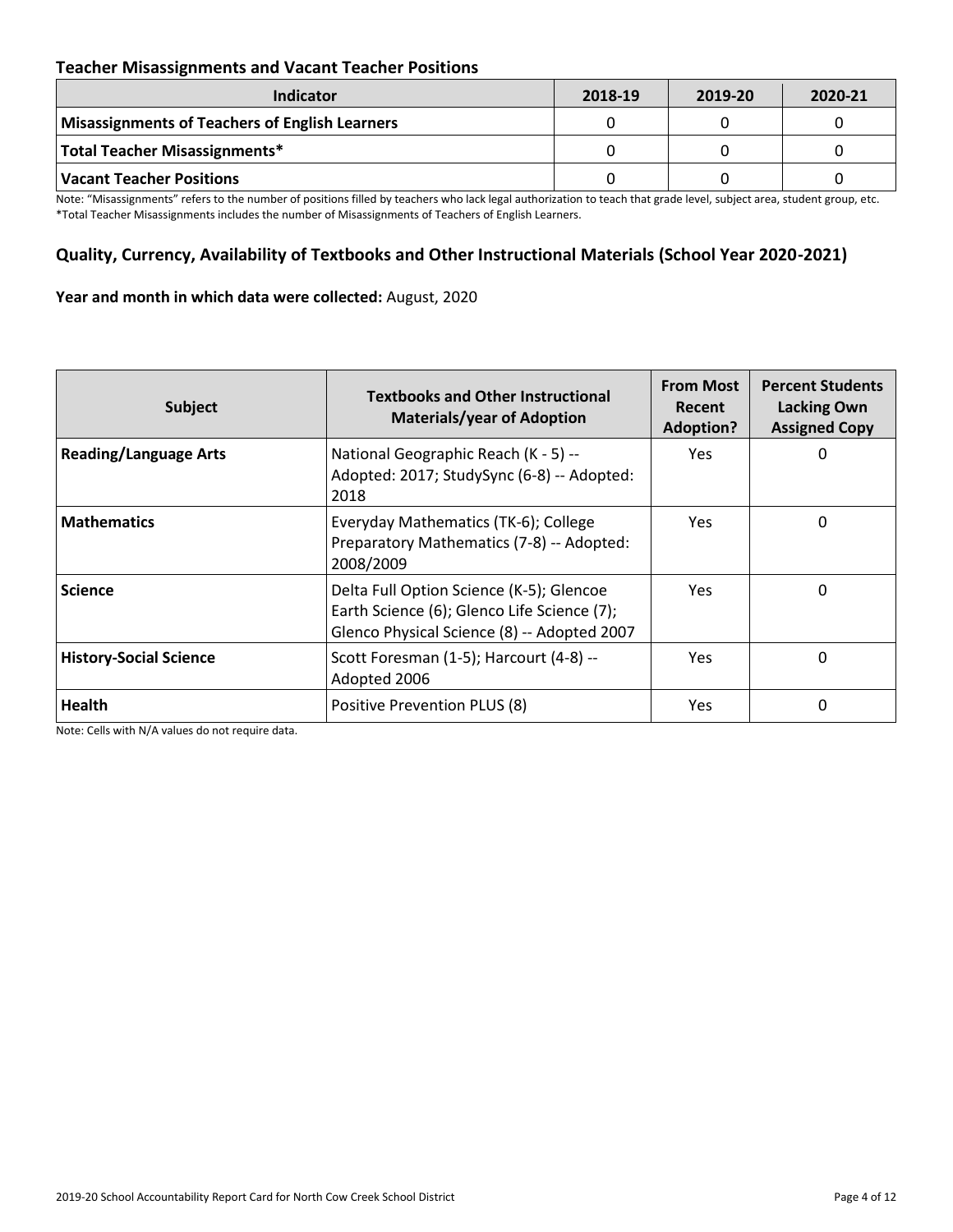## Teacher Misassignments and Vacant Teacher Positions

| Indicator | 2018-19 | 2019-20 | 2020-21 |
|---|---|---|---|
| **Misassignments of Teachers of English Learners** | 0 | 0 | 0 |
| **Total Teacher Misassignments*** | 0 | 0 | 0 |
| **Vacant Teacher Positions** | 0 | 0 | 0 |

Note: "Misassignments" refers to the number of positions filled by teachers who lack legal authorization to teach that grade level, subject area, student group, etc.
*Total Teacher Misassignments includes the number of Misassignments of Teachers of English Learners.

## Quality, Currency, Availability of Textbooks and Other Instructional Materials (School Year 2020-2021)

**Year and month in which data were collected:** August, 2020

| Subject | Textbooks and Other Instructional Materials/year of Adoption | From Most Recent Adoption? | Percent Students Lacking Own Assigned Copy |
|---|---|---|---|
| **Reading/Language Arts** | National Geographic Reach (K - 5) -- Adopted: 2017; StudySync (6-8) -- Adopted: 2018 | Yes | 0 |
| **Mathematics** | Everyday Mathematics (TK-6); College Preparatory Mathematics (7-8) -- Adopted: 2008/2009 | Yes | 0 |
| **Science** | Delta Full Option Science (K-5); Glencoe Earth Science (6); Glenco Life Science (7); Glenco Physical Science (8) -- Adopted 2007 | Yes | 0 |
| **History-Social Science** | Scott Foresman (1-5); Harcourt (4-8) -- Adopted 2006 | Yes | 0 |
| **Health** | Positive Prevention PLUS (8) | Yes | 0 |

Note: Cells with N/A values do not require data.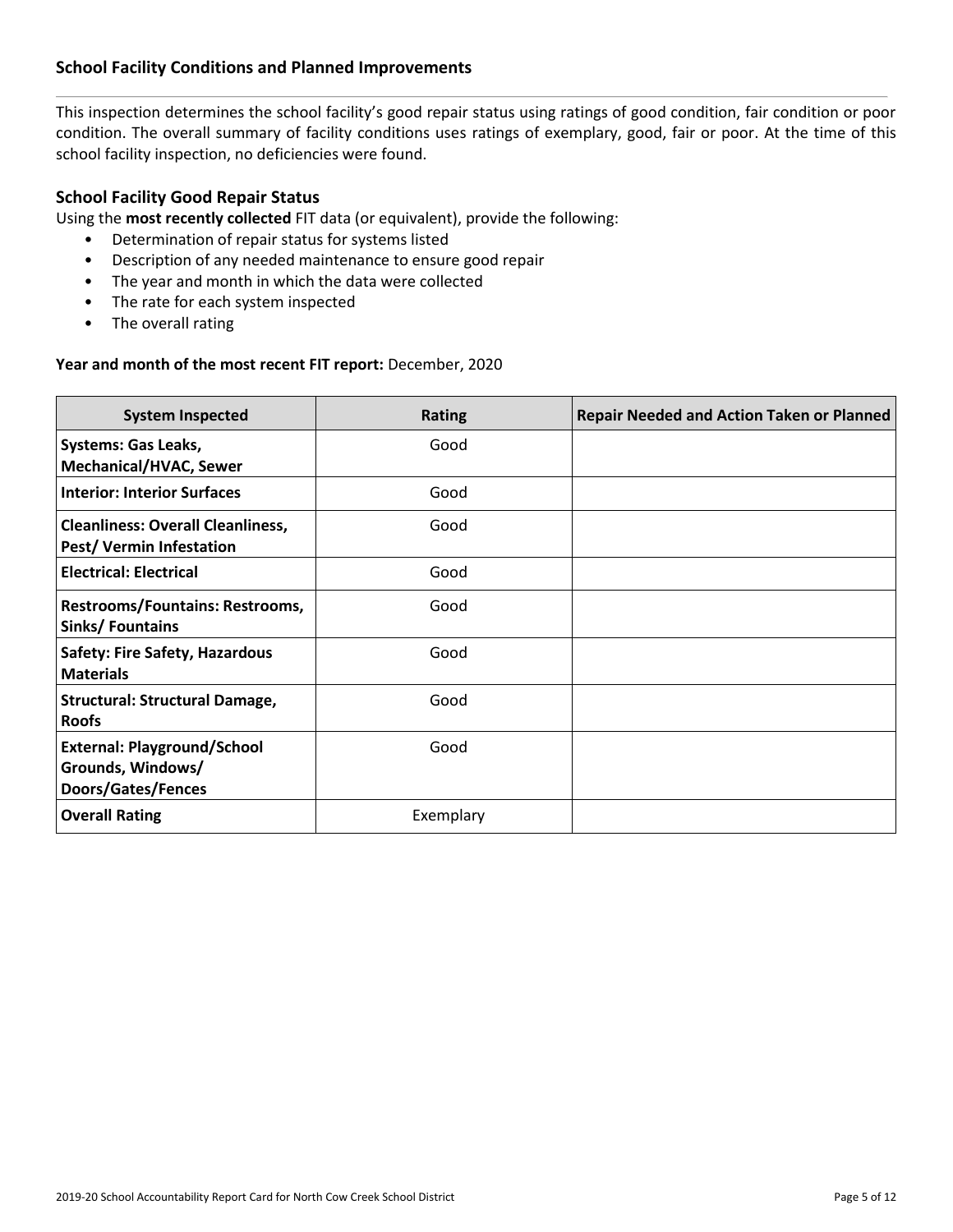## School Facility Conditions and Planned Improvements

This inspection determines the school facility's good repair status using ratings of good condition, fair condition or poor condition. The overall summary of facility conditions uses ratings of exemplary, good, fair or poor. At the time of this school facility inspection, no deficiencies were found.

### School Facility Good Repair Status

Using the **most recently collected** FIT data (or equivalent), provide the following:

- Determination of repair status for systems listed
- Description of any needed maintenance to ensure good repair
- The year and month in which the data were collected
- The rate for each system inspected
- The overall rating

**Year and month of the most recent FIT report:** December, 2020

| System Inspected | Rating | Repair Needed and Action Taken or Planned |
|---|---|---|
| **Systems: Gas Leaks, Mechanical/HVAC, Sewer** | Good | |
| **Interior: Interior Surfaces** | Good | |
| **Cleanliness: Overall Cleanliness, Pest/ Vermin Infestation** | Good | |
| **Electrical: Electrical** | Good | |
| **Restrooms/Fountains: Restrooms, Sinks/ Fountains** | Good | |
| **Safety: Fire Safety, Hazardous Materials** | Good | |
| **Structural: Structural Damage, Roofs** | Good | |
| **External: Playground/School Grounds, Windows/ Doors/Gates/Fences** | Good | |
| **Overall Rating** | Exemplary | |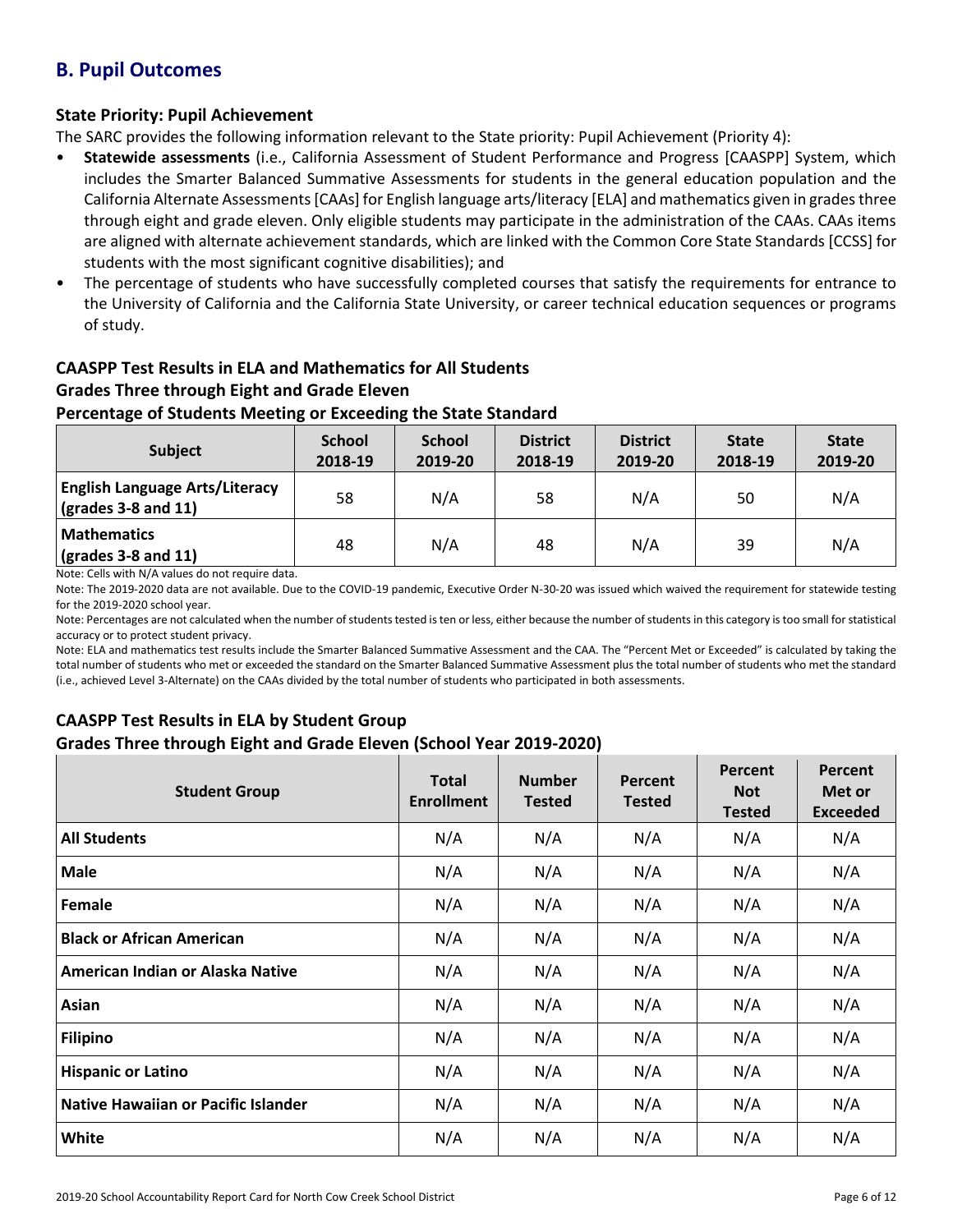## B. Pupil Outcomes

### State Priority: Pupil Achievement

The SARC provides the following information relevant to the State priority: Pupil Achievement (Priority 4):

- **Statewide assessments** (i.e., California Assessment of Student Performance and Progress [CAASPP] System, which includes the Smarter Balanced Summative Assessments for students in the general education population and the California Alternate Assessments [CAAs] for English language arts/literacy [ELA] and mathematics given in grades three through eight and grade eleven. Only eligible students may participate in the administration of the CAAs. CAAs items are aligned with alternate achievement standards, which are linked with the Common Core State Standards [CCSS] for students with the most significant cognitive disabilities); and
- The percentage of students who have successfully completed courses that satisfy the requirements for entrance to the University of California and the California State University, or career technical education sequences or programs of study.

### CAASPP Test Results in ELA and Mathematics for All Students
### Grades Three through Eight and Grade Eleven
### Percentage of Students Meeting or Exceeding the State Standard

| Subject | School 2018-19 | School 2019-20 | District 2018-19 | District 2019-20 | State 2018-19 | State 2019-20 |
|---|---|---|---|---|---|---|
| **English Language Arts/Literacy (grades 3-8 and 11)** | 58 | N/A | 58 | N/A | 50 | N/A |
| **Mathematics (grades 3-8 and 11)** | 48 | N/A | 48 | N/A | 39 | N/A |

Note: Cells with N/A values do not require data.

Note: The 2019-2020 data are not available. Due to the COVID-19 pandemic, Executive Order N-30-20 was issued which waived the requirement for statewide testing for the 2019-2020 school year.

Note: Percentages are not calculated when the number of students tested is ten or less, either because the number of students in this category is too small for statistical accuracy or to protect student privacy.

Note: ELA and mathematics test results include the Smarter Balanced Summative Assessment and the CAA. The "Percent Met or Exceeded" is calculated by taking the total number of students who met or exceeded the standard on the Smarter Balanced Summative Assessment plus the total number of students who met the standard (i.e., achieved Level 3-Alternate) on the CAAs divided by the total number of students who participated in both assessments.

### CAASPP Test Results in ELA by Student Group
### Grades Three through Eight and Grade Eleven (School Year 2019-2020)

| Student Group | Total Enrollment | Number Tested | Percent Tested | Percent Not Tested | Percent Met or Exceeded |
|---|---|---|---|---|---|
| **All Students** | N/A | N/A | N/A | N/A | N/A |
| **Male** | N/A | N/A | N/A | N/A | N/A |
| **Female** | N/A | N/A | N/A | N/A | N/A |
| **Black or African American** | N/A | N/A | N/A | N/A | N/A |
| **American Indian or Alaska Native** | N/A | N/A | N/A | N/A | N/A |
| **Asian** | N/A | N/A | N/A | N/A | N/A |
| **Filipino** | N/A | N/A | N/A | N/A | N/A |
| **Hispanic or Latino** | N/A | N/A | N/A | N/A | N/A |
| **Native Hawaiian or Pacific Islander** | N/A | N/A | N/A | N/A | N/A |
| **White** | N/A | N/A | N/A | N/A | N/A |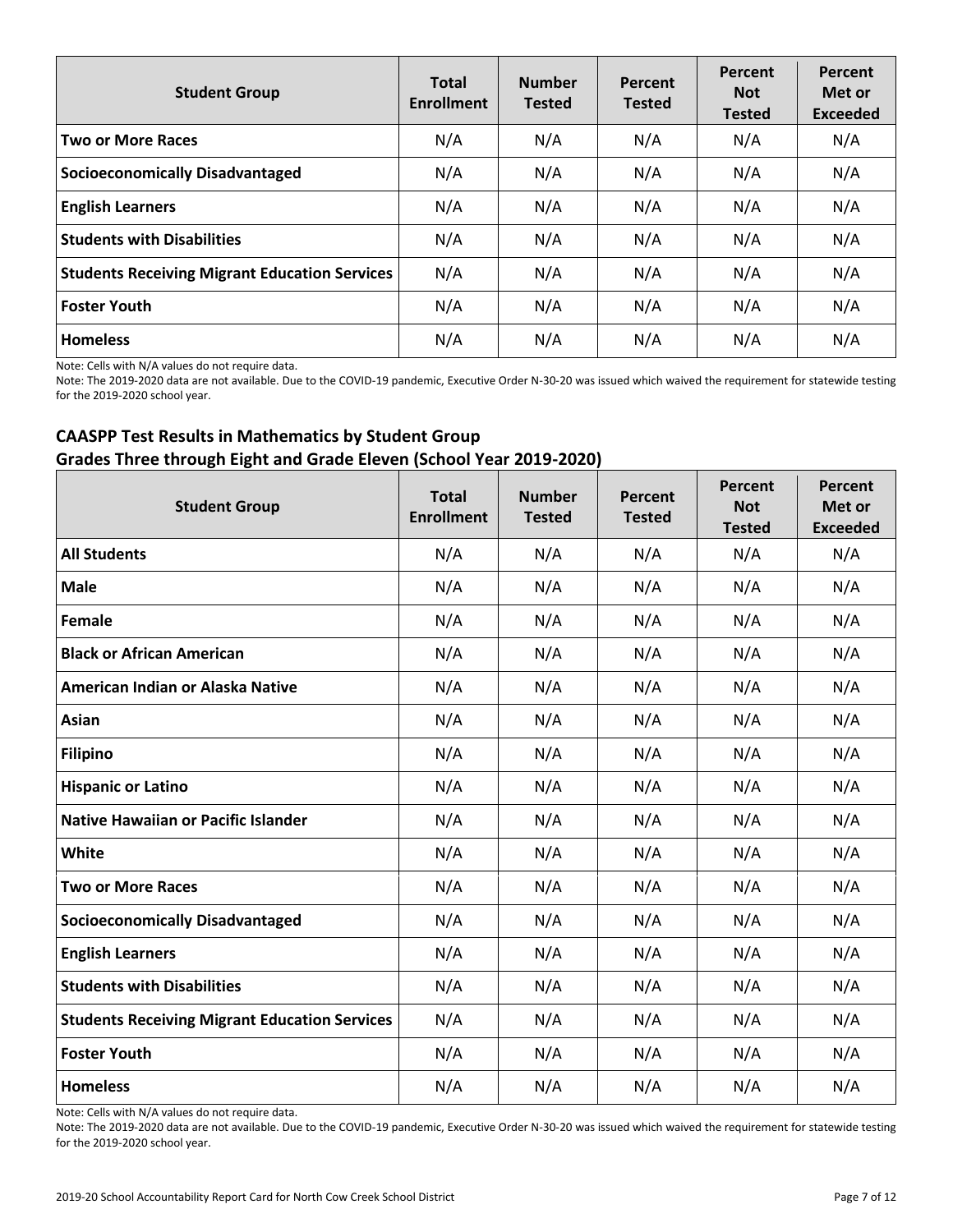| Student Group | Total Enrollment | Number Tested | Percent Tested | Percent Not Tested | Percent Met or Exceeded |
| --- | --- | --- | --- | --- | --- |
| Two or More Races | N/A | N/A | N/A | N/A | N/A |
| Socioeconomically Disadvantaged | N/A | N/A | N/A | N/A | N/A |
| English Learners | N/A | N/A | N/A | N/A | N/A |
| Students with Disabilities | N/A | N/A | N/A | N/A | N/A |
| Students Receiving Migrant Education Services | N/A | N/A | N/A | N/A | N/A |
| Foster Youth | N/A | N/A | N/A | N/A | N/A |
| Homeless | N/A | N/A | N/A | N/A | N/A |

Note: Cells with N/A values do not require data.

Note: The 2019-2020 data are not available. Due to the COVID-19 pandemic, Executive Order N-30-20 was issued which waived the requirement for statewide testing for the 2019-2020 school year.

### CAASPP Test Results in Mathematics by Student Group
### Grades Three through Eight and Grade Eleven (School Year 2019-2020)

| Student Group | Total Enrollment | Number Tested | Percent Tested | Percent Not Tested | Percent Met or Exceeded |
| --- | --- | --- | --- | --- | --- |
| All Students | N/A | N/A | N/A | N/A | N/A |
| Male | N/A | N/A | N/A | N/A | N/A |
| Female | N/A | N/A | N/A | N/A | N/A |
| Black or African American | N/A | N/A | N/A | N/A | N/A |
| American Indian or Alaska Native | N/A | N/A | N/A | N/A | N/A |
| Asian | N/A | N/A | N/A | N/A | N/A |
| Filipino | N/A | N/A | N/A | N/A | N/A |
| Hispanic or Latino | N/A | N/A | N/A | N/A | N/A |
| Native Hawaiian or Pacific Islander | N/A | N/A | N/A | N/A | N/A |
| White | N/A | N/A | N/A | N/A | N/A |
| Two or More Races | N/A | N/A | N/A | N/A | N/A |
| Socioeconomically Disadvantaged | N/A | N/A | N/A | N/A | N/A |
| English Learners | N/A | N/A | N/A | N/A | N/A |
| Students with Disabilities | N/A | N/A | N/A | N/A | N/A |
| Students Receiving Migrant Education Services | N/A | N/A | N/A | N/A | N/A |
| Foster Youth | N/A | N/A | N/A | N/A | N/A |
| Homeless | N/A | N/A | N/A | N/A | N/A |

Note: Cells with N/A values do not require data.

Note: The 2019-2020 data are not available. Due to the COVID-19 pandemic, Executive Order N-30-20 was issued which waived the requirement for statewide testing for the 2019-2020 school year.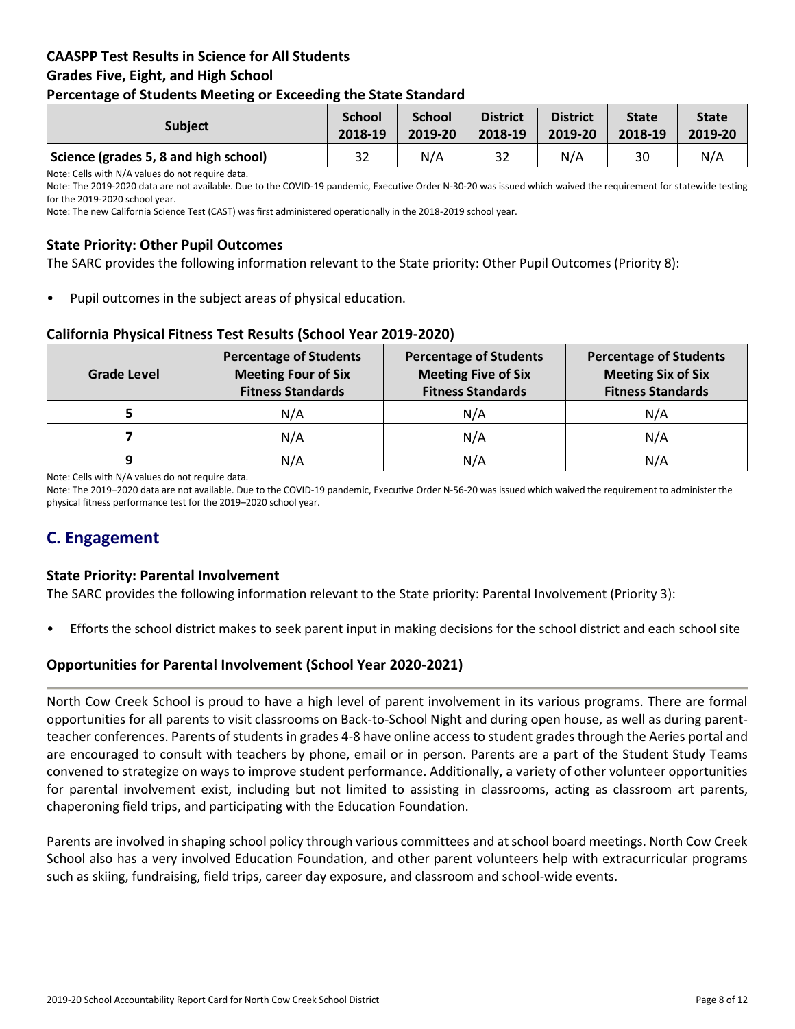### CAASPP Test Results in Science for All Students
### Grades Five, Eight, and High School
### Percentage of Students Meeting or Exceeding the State Standard

| Subject | School 2018-19 | School 2019-20 | District 2018-19 | District 2019-20 | State 2018-19 | State 2019-20 |
|---|---|---|---|---|---|---|
| Science (grades 5, 8 and high school) | 32 | N/A | 32 | N/A | 30 | N/A |

Note: Cells with N/A values do not require data.

Note: The 2019-2020 data are not available. Due to the COVID-19 pandemic, Executive Order N-30-20 was issued which waived the requirement for statewide testing for the 2019-2020 school year.

Note: The new California Science Test (CAST) was first administered operationally in the 2018-2019 school year.

### State Priority: Other Pupil Outcomes

The SARC provides the following information relevant to the State priority: Other Pupil Outcomes (Priority 8):

- Pupil outcomes in the subject areas of physical education.

### California Physical Fitness Test Results (School Year 2019-2020)

| Grade Level | Percentage of Students Meeting Four of Six Fitness Standards | Percentage of Students Meeting Five of Six Fitness Standards | Percentage of Students Meeting Six of Six Fitness Standards |
|---|---|---|---|
| 5 | N/A | N/A | N/A |
| 7 | N/A | N/A | N/A |
| 9 | N/A | N/A | N/A |

Note: Cells with N/A values do not require data.

Note: The 2019–2020 data are not available. Due to the COVID-19 pandemic, Executive Order N-56-20 was issued which waived the requirement to administer the physical fitness performance test for the 2019–2020 school year.

## C. Engagement

### State Priority: Parental Involvement

The SARC provides the following information relevant to the State priority: Parental Involvement (Priority 3):

- Efforts the school district makes to seek parent input in making decisions for the school district and each school site

### Opportunities for Parental Involvement (School Year 2020-2021)

North Cow Creek School is proud to have a high level of parent involvement in its various programs. There are formal opportunities for all parents to visit classrooms on Back-to-School Night and during open house, as well as during parent-teacher conferences. Parents of students in grades 4-8 have online access to student grades through the Aeries portal and are encouraged to consult with teachers by phone, email or in person. Parents are a part of the Student Study Teams convened to strategize on ways to improve student performance. Additionally, a variety of other volunteer opportunities for parental involvement exist, including but not limited to assisting in classrooms, acting as classroom art parents, chaperoning field trips, and participating with the Education Foundation.

Parents are involved in shaping school policy through various committees and at school board meetings. North Cow Creek School also has a very involved Education Foundation, and other parent volunteers help with extracurricular programs such as skiing, fundraising, field trips, career day exposure, and classroom and school-wide events.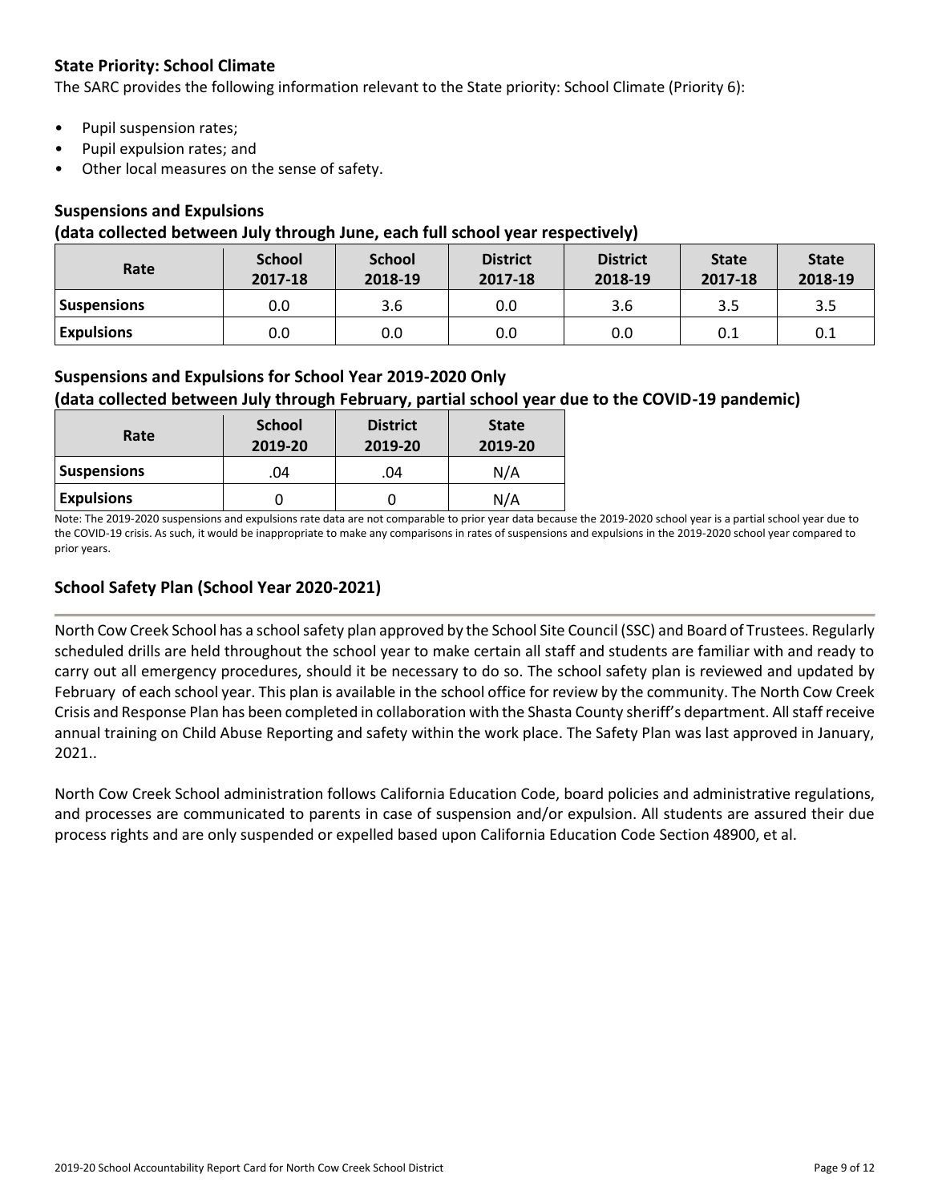## State Priority: School Climate

The SARC provides the following information relevant to the State priority: School Climate (Priority 6):

- Pupil suspension rates;
- Pupil expulsion rates; and
- Other local measures on the sense of safety.

### Suspensions and Expulsions
**(data collected between July through June, each full school year respectively)**

| Rate | School 2017-18 | School 2018-19 | District 2017-18 | District 2018-19 | State 2017-18 | State 2018-19 |
|---|---|---|---|---|---|---|
| Suspensions | 0.0 | 3.6 | 0.0 | 3.6 | 3.5 | 3.5 |
| Expulsions | 0.0 | 0.0 | 0.0 | 0.0 | 0.1 | 0.1 |

### Suspensions and Expulsions for School Year 2019-2020 Only
**(data collected between July through February, partial school year due to the COVID-19 pandemic)**

| Rate | School 2019-20 | District 2019-20 | State 2019-20 |
|---|---|---|---|
| Suspensions | .04 | .04 | N/A |
| Expulsions | 0 | 0 | N/A |

Note: The 2019-2020 suspensions and expulsions rate data are not comparable to prior year data because the 2019-2020 school year is a partial school year due to the COVID-19 crisis. As such, it would be inappropriate to make any comparisons in rates of suspensions and expulsions in the 2019-2020 school year compared to prior years.

## School Safety Plan (School Year 2020-2021)

North Cow Creek School has a school safety plan approved by the School Site Council (SSC) and Board of Trustees. Regularly scheduled drills are held throughout the school year to make certain all staff and students are familiar with and ready to carry out all emergency procedures, should it be necessary to do so. The school safety plan is reviewed and updated by February of each school year. This plan is available in the school office for review by the community. The North Cow Creek Crisis and Response Plan has been completed in collaboration with the Shasta County sheriff's department. All staff receive annual training on Child Abuse Reporting and safety within the work place. The Safety Plan was last approved in January, 2021..

North Cow Creek School administration follows California Education Code, board policies and administrative regulations, and processes are communicated to parents in case of suspension and/or expulsion. All students are assured their due process rights and are only suspended or expelled based upon California Education Code Section 48900, et al.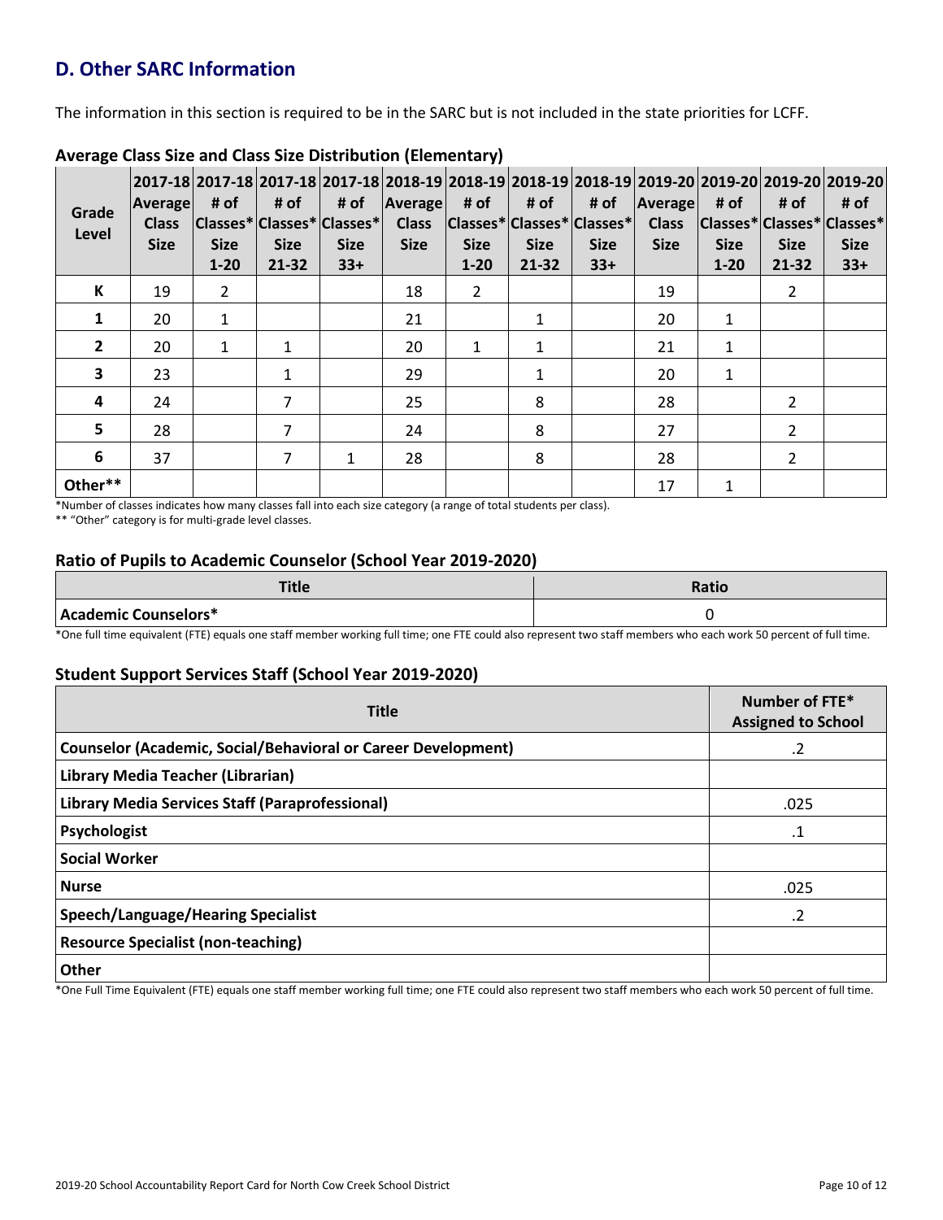## D. Other SARC Information

The information in this section is required to be in the SARC but is not included in the state priorities for LCFF.

### Average Class Size and Class Size Distribution (Elementary)

| Grade Level | 2017-18 Average Class Size | 2017-18 # of Classes* Size 1-20 | 2017-18 # of Classes* Size 21-32 | 2017-18 # of Classes* Size 33+ | 2018-19 Average Class Size | 2018-19 # of Classes* Size 1-20 | 2018-19 # of Classes* Size 21-32 | 2018-19 # of Classes* Size 33+ | 2019-20 Average Class Size | 2019-20 # of Classes* Size 1-20 | 2019-20 # of Classes* Size 21-32 | 2019-20 # of Classes* Size 33+ |
|---|---|---|---|---|---|---|---|---|---|---|---|---|
| K | 19 | 2 | | | 18 | 2 | | | 19 | | 2 | |
| 1 | 20 | 1 | | | 21 | | 1 | | 20 | 1 | | |
| 2 | 20 | 1 | 1 | | 20 | 1 | 1 | | 21 | 1 | | |
| 3 | 23 | | 1 | | 29 | | 1 | | 20 | 1 | | |
| 4 | 24 | | 7 | | 25 | | 8 | | 28 | | 2 | |
| 5 | 28 | | 7 | | 24 | | 8 | | 27 | | 2 | |
| 6 | 37 | | 7 | 1 | 28 | | 8 | | 28 | | 2 | |
| Other** | | | | | | | | | 17 | 1 | | |

*Number of classes indicates how many classes fall into each size category (a range of total students per class).

** "Other" category is for multi-grade level classes.

### Ratio of Pupils to Academic Counselor (School Year 2019-2020)

| Title | Ratio |
|---|---|
| Academic Counselors* | 0 |

*One full time equivalent (FTE) equals one staff member working full time; one FTE could also represent two staff members who each work 50 percent of full time.

### Student Support Services Staff (School Year 2019-2020)

| Title | Number of FTE* Assigned to School |
|---|---|
| Counselor (Academic, Social/Behavioral or Career Development) | .2 |
| Library Media Teacher (Librarian) | |
| Library Media Services Staff (Paraprofessional) | .025 |
| Psychologist | .1 |
| Social Worker | |
| Nurse | .025 |
| Speech/Language/Hearing Specialist | .2 |
| Resource Specialist (non-teaching) | |
| Other | |

*One Full Time Equivalent (FTE) equals one staff member working full time; one FTE could also represent two staff members who each work 50 percent of full time.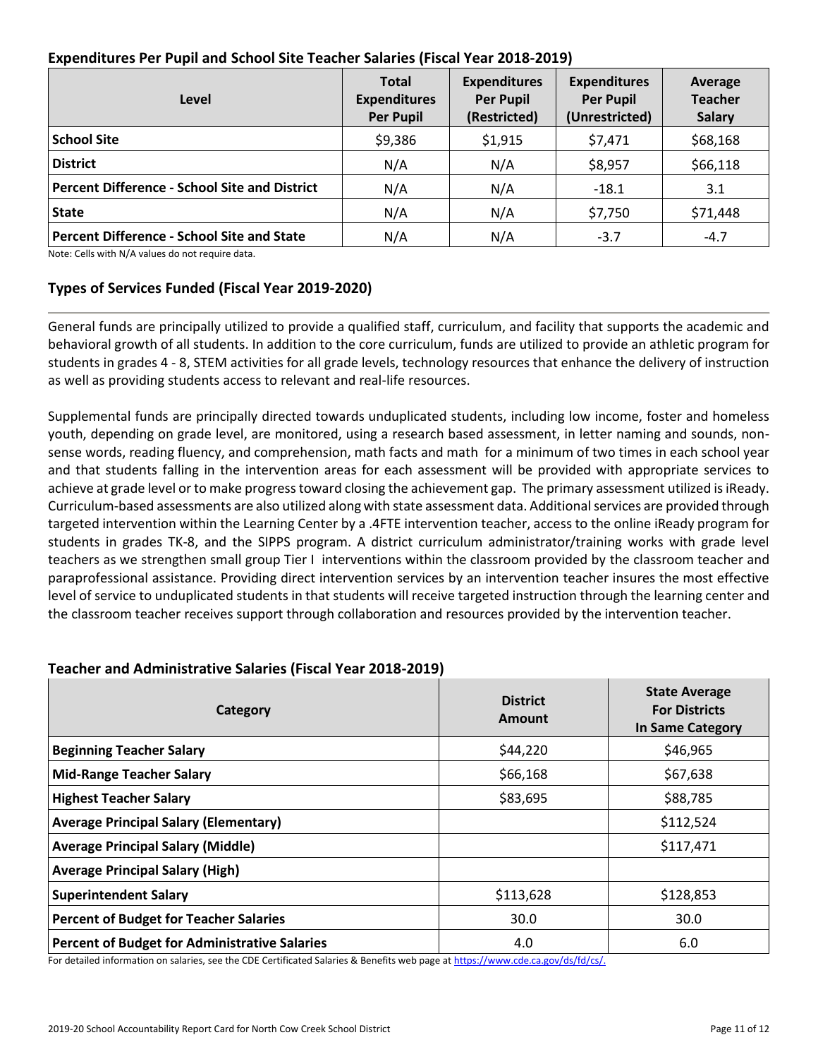## Expenditures Per Pupil and School Site Teacher Salaries (Fiscal Year 2018-2019)

| Level | Total Expenditures Per Pupil | Expenditures Per Pupil (Restricted) | Expenditures Per Pupil (Unrestricted) | Average Teacher Salary |
|---|---|---|---|---|
| **School Site** | $9,386 | $1,915 | $7,471 | $68,168 |
| **District** | N/A | N/A | $8,957 | $66,118 |
| **Percent Difference - School Site and District** | N/A | N/A | -18.1 | 3.1 |
| **State** | N/A | N/A | $7,750 | $71,448 |
| **Percent Difference - School Site and State** | N/A | N/A | -3.7 | -4.7 |

Note: Cells with N/A values do not require data.

## Types of Services Funded (Fiscal Year 2019-2020)

General funds are principally utilized to provide a qualified staff, curriculum, and facility that supports the academic and behavioral growth of all students. In addition to the core curriculum, funds are utilized to provide an athletic program for students in grades 4 - 8, STEM activities for all grade levels, technology resources that enhance the delivery of instruction as well as providing students access to relevant and real-life resources.

Supplemental funds are principally directed towards unduplicated students, including low income, foster and homeless youth, depending on grade level, are monitored, using a research based assessment, in letter naming and sounds, non-sense words, reading fluency, and comprehension, math facts and math for a minimum of two times in each school year and that students falling in the intervention areas for each assessment will be provided with appropriate services to achieve at grade level or to make progress toward closing the achievement gap. The primary assessment utilized is iReady. Curriculum-based assessments are also utilized along with state assessment data. Additional services are provided through targeted intervention within the Learning Center by a .4FTE intervention teacher, access to the online iReady program for students in grades TK-8, and the SIPPS program. A district curriculum administrator/training works with grade level teachers as we strengthen small group Tier I interventions within the classroom provided by the classroom teacher and paraprofessional assistance. Providing direct intervention services by an intervention teacher insures the most effective level of service to unduplicated students in that students will receive targeted instruction through the learning center and the classroom teacher receives support through collaboration and resources provided by the intervention teacher.

## Teacher and Administrative Salaries (Fiscal Year 2018-2019)

| Category | District Amount | State Average For Districts In Same Category |
|---|---|---|
| **Beginning Teacher Salary** | $44,220 | $46,965 |
| **Mid-Range Teacher Salary** | $66,168 | $67,638 |
| **Highest Teacher Salary** | $83,695 | $88,785 |
| **Average Principal Salary (Elementary)** | | $112,524 |
| **Average Principal Salary (Middle)** | | $117,471 |
| **Average Principal Salary (High)** | | |
| **Superintendent Salary** | $113,628 | $128,853 |
| **Percent of Budget for Teacher Salaries** | 30.0 | 30.0 |
| **Percent of Budget for Administrative Salaries** | 4.0 | 6.0 |

For detailed information on salaries, see the CDE Certificated Salaries & Benefits web page at https://www.cde.ca.gov/ds/fd/cs/.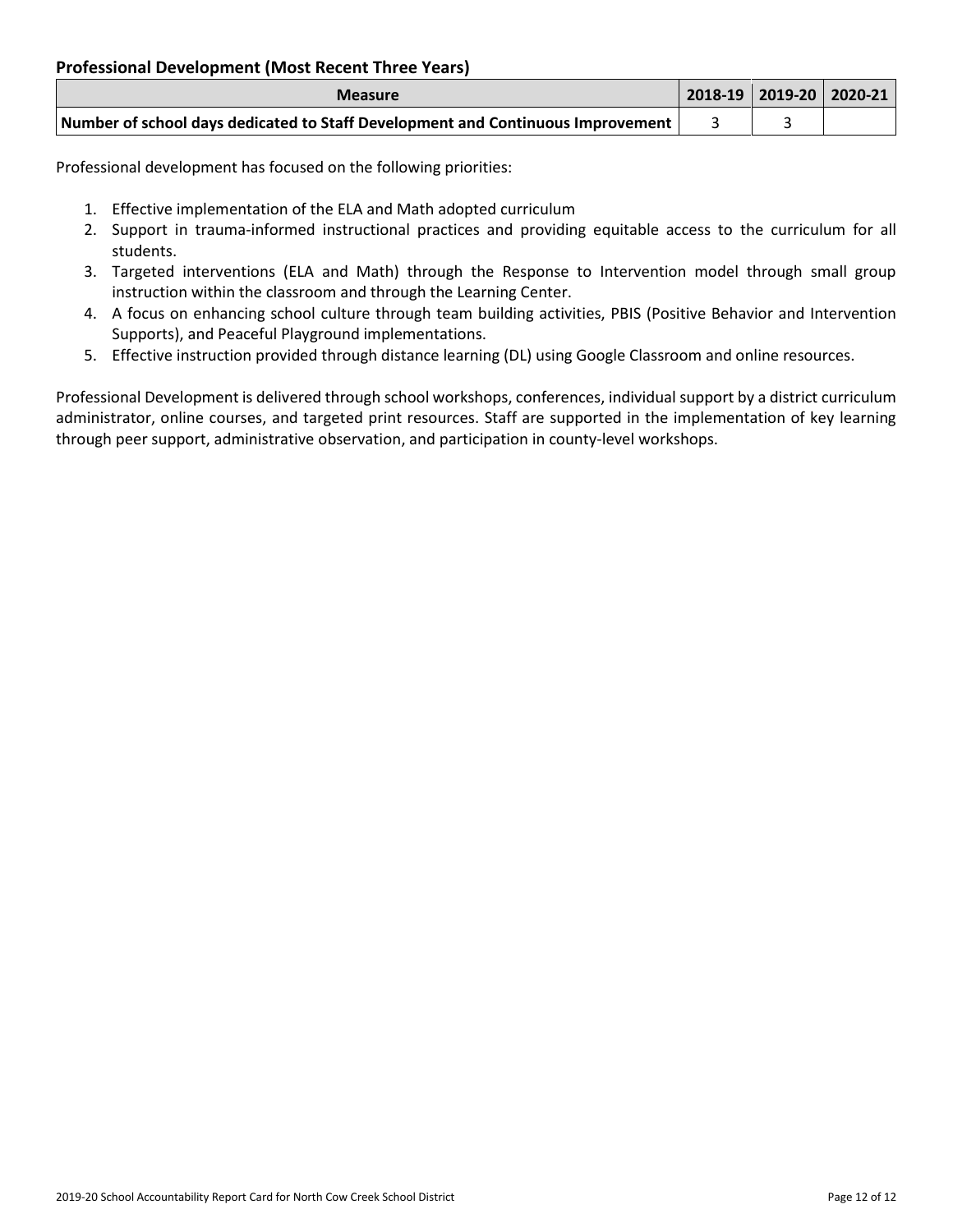### Professional Development (Most Recent Three Years)

| Measure | 2018-19 | 2019-20 | 2020-21 |
| --- | --- | --- | --- |
| **Number of school days dedicated to Staff Development and Continuous Improvement** | 3 | 3 | |

Professional development has focused on the following priorities:

1. Effective implementation of the ELA and Math adopted curriculum
2. Support in trauma-informed instructional practices and providing equitable access to the curriculum for all students.
3. Targeted interventions (ELA and Math) through the Response to Intervention model through small group instruction within the classroom and through the Learning Center.
4. A focus on enhancing school culture through team building activities, PBIS (Positive Behavior and Intervention Supports), and Peaceful Playground implementations.
5. Effective instruction provided through distance learning (DL) using Google Classroom and online resources.

Professional Development is delivered through school workshops, conferences, individual support by a district curriculum administrator, online courses, and targeted print resources. Staff are supported in the implementation of key learning through peer support, administrative observation, and participation in county-level workshops.